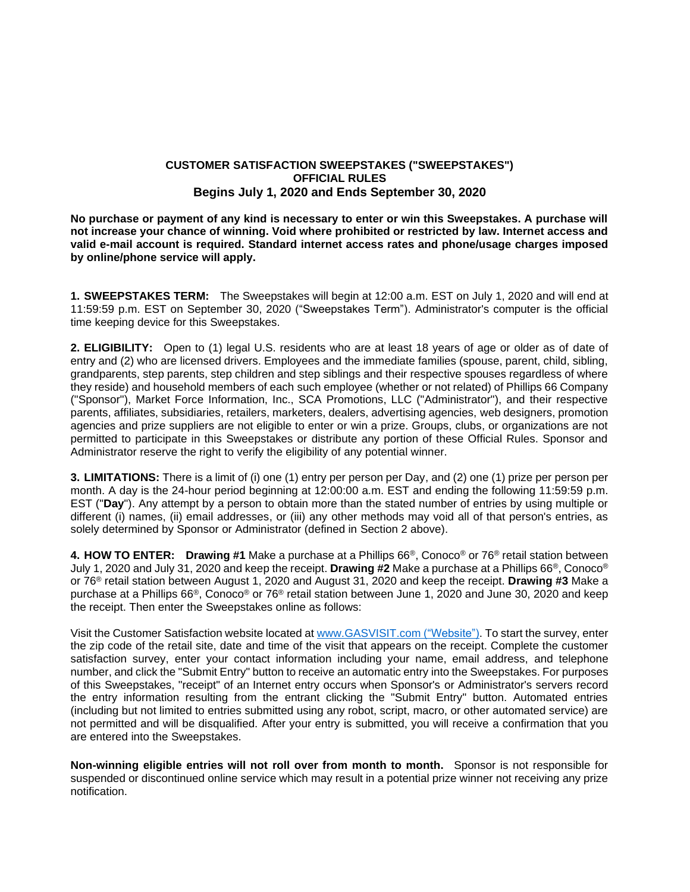**CUSTOMER SATISFACTION SWEEPSTAKES ("SWEEPSTAKES")**
**OFFICIAL RULES**
**Begins July 1, 2020 and Ends September 30, 2020**

**No purchase or payment of any kind is necessary to enter or win this Sweepstakes. A purchase will not increase your chance of winning. Void where prohibited or restricted by law. Internet access and valid e-mail account is required. Standard internet access rates and phone/usage charges imposed by online/phone service will apply.**

**1. SWEEPSTAKES TERM:** The Sweepstakes will begin at 12:00 a.m. EST on July 1, 2020 and will end at 11:59:59 p.m. EST on September 30, 2020 ("Sweepstakes Term"). Administrator's computer is the official time keeping device for this Sweepstakes.

**2. ELIGIBILITY:** Open to (1) legal U.S. residents who are at least 18 years of age or older as of date of entry and (2) who are licensed drivers. Employees and the immediate families (spouse, parent, child, sibling, grandparents, step parents, step children and step siblings and their respective spouses regardless of where they reside) and household members of each such employee (whether or not related) of Phillips 66 Company ("Sponsor"), Market Force Information, Inc., SCA Promotions, LLC ("Administrator"), and their respective parents, affiliates, subsidiaries, retailers, marketers, dealers, advertising agencies, web designers, promotion agencies and prize suppliers are not eligible to enter or win a prize. Groups, clubs, or organizations are not permitted to participate in this Sweepstakes or distribute any portion of these Official Rules. Sponsor and Administrator reserve the right to verify the eligibility of any potential winner.

**3. LIMITATIONS:** There is a limit of (i) one (1) entry per person per Day, and (2) one (1) prize per person per month. A day is the 24-hour period beginning at 12:00:00 a.m. EST and ending the following 11:59:59 p.m. EST ("**Day**"). Any attempt by a person to obtain more than the stated number of entries by using multiple or different (i) names, (ii) email addresses, or (iii) any other methods may void all of that person's entries, as solely determined by Sponsor or Administrator (defined in Section 2 above).

**4. HOW TO ENTER:** **Drawing #1** Make a purchase at a Phillips 66®, Conoco® or 76® retail station between July 1, 2020 and July 31, 2020 and keep the receipt. **Drawing #2** Make a purchase at a Phillips 66®, Conoco® or 76® retail station between August 1, 2020 and August 31, 2020 and keep the receipt. **Drawing #3** Make a purchase at a Phillips 66®, Conoco® or 76® retail station between June 1, 2020 and June 30, 2020 and keep the receipt. Then enter the Sweepstakes online as follows:

Visit the Customer Satisfaction website located at www.GASVISIT.com ("Website"). To start the survey, enter the zip code of the retail site, date and time of the visit that appears on the receipt. Complete the customer satisfaction survey, enter your contact information including your name, email address, and telephone number, and click the "Submit Entry" button to receive an automatic entry into the Sweepstakes. For purposes of this Sweepstakes, "receipt" of an Internet entry occurs when Sponsor's or Administrator's servers record the entry information resulting from the entrant clicking the "Submit Entry" button. Automated entries (including but not limited to entries submitted using any robot, script, macro, or other automated service) are not permitted and will be disqualified. After your entry is submitted, you will receive a confirmation that you are entered into the Sweepstakes.

**Non-winning eligible entries will not roll over from month to month.** Sponsor is not responsible for suspended or discontinued online service which may result in a potential prize winner not receiving any prize notification.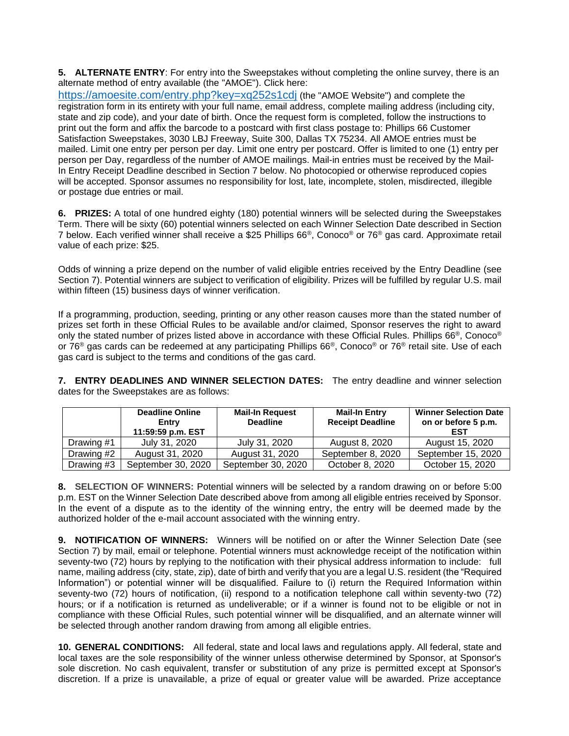**5. ALTERNATE ENTRY**: For entry into the Sweepstakes without completing the online survey, there is an alternate method of entry available (the "AMOE"). Click here: https://amoesite.com/entry.php?key=xq252s1cdj (the "AMOE Website") and complete the registration form in its entirety with your full name, email address, complete mailing address (including city, state and zip code), and your date of birth. Once the request form is completed, follow the instructions to print out the form and affix the barcode to a postcard with first class postage to: Phillips 66 Customer Satisfaction Sweepstakes, 3030 LBJ Freeway, Suite 300, Dallas TX 75234. All AMOE entries must be mailed. Limit one entry per person per day. Limit one entry per postcard. Offer is limited to one (1) entry per person per Day, regardless of the number of AMOE mailings. Mail-in entries must be received by the Mail-In Entry Receipt Deadline described in Section 7 below. No photocopied or otherwise reproduced copies will be accepted. Sponsor assumes no responsibility for lost, late, incomplete, stolen, misdirected, illegible or postage due entries or mail.

**6. PRIZES:** A total of one hundred eighty (180) potential winners will be selected during the Sweepstakes Term. There will be sixty (60) potential winners selected on each Winner Selection Date described in Section 7 below. Each verified winner shall receive a $25 Phillips 66®, Conoco® or 76® gas card. Approximate retail value of each prize: $25.

Odds of winning a prize depend on the number of valid eligible entries received by the Entry Deadline (see Section 7). Potential winners are subject to verification of eligibility. Prizes will be fulfilled by regular U.S. mail within fifteen (15) business days of winner verification.

If a programming, production, seeding, printing or any other reason causes more than the stated number of prizes set forth in these Official Rules to be available and/or claimed, Sponsor reserves the right to award only the stated number of prizes listed above in accordance with these Official Rules. Phillips 66®, Conoco® or 76® gas cards can be redeemed at any participating Phillips 66®, Conoco® or 76® retail site. Use of each gas card is subject to the terms and conditions of the gas card.

**7. ENTRY DEADLINES AND WINNER SELECTION DATES:** The entry deadline and winner selection dates for the Sweepstakes are as follows:

| | **Deadline Online Entry 11:59:59 p.m. EST** | **Mail-In Request Deadline** | **Mail-In Entry Receipt Deadline** | **Winner Selection Date on or before 5 p.m. EST** |
|---|---|---|---|---|
| Drawing #1 | July 31, 2020 | July 31, 2020 | August 8, 2020 | August 15, 2020 |
| Drawing #2 | August 31, 2020 | August 31, 2020 | September 8, 2020 | September 15, 2020 |
| Drawing #3 | September 30, 2020 | September 30, 2020 | October 8, 2020 | October 15, 2020 |

**8. SELECTION OF WINNERS:** Potential winners will be selected by a random drawing on or before 5:00 p.m. EST on the Winner Selection Date described above from among all eligible entries received by Sponsor. In the event of a dispute as to the identity of the winning entry, the entry will be deemed made by the authorized holder of the e-mail account associated with the winning entry.

**9. NOTIFICATION OF WINNERS:** Winners will be notified on or after the Winner Selection Date (see Section 7) by mail, email or telephone. Potential winners must acknowledge receipt of the notification within seventy-two (72) hours by replying to the notification with their physical address information to include: full name, mailing address (city, state, zip), date of birth and verify that you are a legal U.S. resident (the "Required Information") or potential winner will be disqualified. Failure to (i) return the Required Information within seventy-two (72) hours of notification, (ii) respond to a notification telephone call within seventy-two (72) hours; or if a notification is returned as undeliverable; or if a winner is found not to be eligible or not in compliance with these Official Rules, such potential winner will be disqualified, and an alternate winner will be selected through another random drawing from among all eligible entries.

**10. GENERAL CONDITIONS:** All federal, state and local laws and regulations apply. All federal, state and local taxes are the sole responsibility of the winner unless otherwise determined by Sponsor, at Sponsor's sole discretion. No cash equivalent, transfer or substitution of any prize is permitted except at Sponsor's discretion. If a prize is unavailable, a prize of equal or greater value will be awarded. Prize acceptance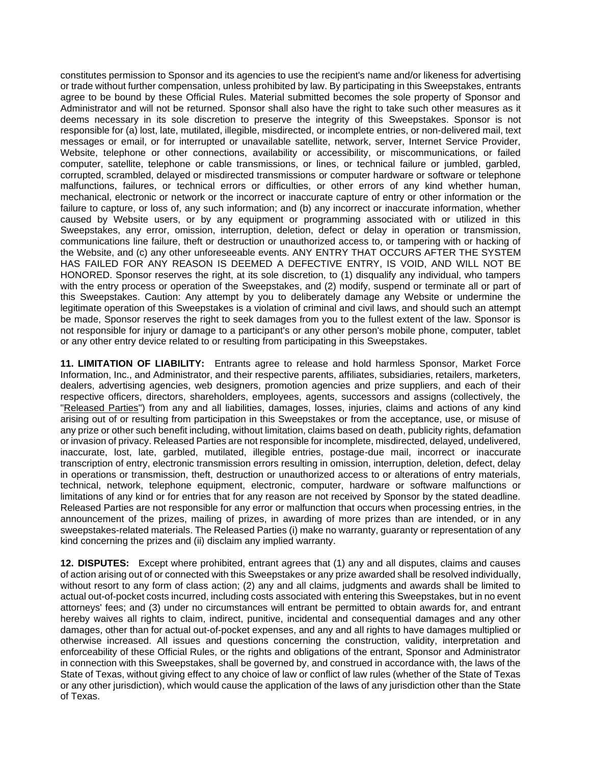constitutes permission to Sponsor and its agencies to use the recipient's name and/or likeness for advertising or trade without further compensation, unless prohibited by law. By participating in this Sweepstakes, entrants agree to be bound by these Official Rules. Material submitted becomes the sole property of Sponsor and Administrator and will not be returned. Sponsor shall also have the right to take such other measures as it deems necessary in its sole discretion to preserve the integrity of this Sweepstakes. Sponsor is not responsible for (a) lost, late, mutilated, illegible, misdirected, or incomplete entries, or non-delivered mail, text messages or email, or for interrupted or unavailable satellite, network, server, Internet Service Provider, Website, telephone or other connections, availability or accessibility, or miscommunications, or failed computer, satellite, telephone or cable transmissions, or lines, or technical failure or jumbled, garbled, corrupted, scrambled, delayed or misdirected transmissions or computer hardware or software or telephone malfunctions, failures, or technical errors or difficulties, or other errors of any kind whether human, mechanical, electronic or network or the incorrect or inaccurate capture of entry or other information or the failure to capture, or loss of, any such information; and (b) any incorrect or inaccurate information, whether caused by Website users, or by any equipment or programming associated with or utilized in this Sweepstakes, any error, omission, interruption, deletion, defect or delay in operation or transmission, communications line failure, theft or destruction or unauthorized access to, or tampering with or hacking of the Website, and (c) any other unforeseeable events. ANY ENTRY THAT OCCURS AFTER THE SYSTEM HAS FAILED FOR ANY REASON IS DEEMED A DEFECTIVE ENTRY, IS VOID, AND WILL NOT BE HONORED. Sponsor reserves the right, at its sole discretion, to (1) disqualify any individual, who tampers with the entry process or operation of the Sweepstakes, and (2) modify, suspend or terminate all or part of this Sweepstakes. Caution: Any attempt by you to deliberately damage any Website or undermine the legitimate operation of this Sweepstakes is a violation of criminal and civil laws, and should such an attempt be made, Sponsor reserves the right to seek damages from you to the fullest extent of the law. Sponsor is not responsible for injury or damage to a participant's or any other person's mobile phone, computer, tablet or any other entry device related to or resulting from participating in this Sweepstakes.

**11. LIMITATION OF LIABILITY:** Entrants agree to release and hold harmless Sponsor, Market Force Information, Inc., and Administrator, and their respective parents, affiliates, subsidiaries, retailers, marketers, dealers, advertising agencies, web designers, promotion agencies and prize suppliers, and each of their respective officers, directors, shareholders, employees, agents, successors and assigns (collectively, the "Released Parties") from any and all liabilities, damages, losses, injuries, claims and actions of any kind arising out of or resulting from participation in this Sweepstakes or from the acceptance, use, or misuse of any prize or other such benefit including, without limitation, claims based on death, publicity rights, defamation or invasion of privacy. Released Parties are not responsible for incomplete, misdirected, delayed, undelivered, inaccurate, lost, late, garbled, mutilated, illegible entries, postage-due mail, incorrect or inaccurate transcription of entry, electronic transmission errors resulting in omission, interruption, deletion, defect, delay in operations or transmission, theft, destruction or unauthorized access to or alterations of entry materials, technical, network, telephone equipment, electronic, computer, hardware or software malfunctions or limitations of any kind or for entries that for any reason are not received by Sponsor by the stated deadline. Released Parties are not responsible for any error or malfunction that occurs when processing entries, in the announcement of the prizes, mailing of prizes, in awarding of more prizes than are intended, or in any sweepstakes-related materials. The Released Parties (i) make no warranty, guaranty or representation of any kind concerning the prizes and (ii) disclaim any implied warranty.

**12. DISPUTES:** Except where prohibited, entrant agrees that (1) any and all disputes, claims and causes of action arising out of or connected with this Sweepstakes or any prize awarded shall be resolved individually, without resort to any form of class action; (2) any and all claims, judgments and awards shall be limited to actual out-of-pocket costs incurred, including costs associated with entering this Sweepstakes, but in no event attorneys' fees; and (3) under no circumstances will entrant be permitted to obtain awards for, and entrant hereby waives all rights to claim, indirect, punitive, incidental and consequential damages and any other damages, other than for actual out-of-pocket expenses, and any and all rights to have damages multiplied or otherwise increased. All issues and questions concerning the construction, validity, interpretation and enforceability of these Official Rules, or the rights and obligations of the entrant, Sponsor and Administrator in connection with this Sweepstakes, shall be governed by, and construed in accordance with, the laws of the State of Texas, without giving effect to any choice of law or conflict of law rules (whether of the State of Texas or any other jurisdiction), which would cause the application of the laws of any jurisdiction other than the State of Texas.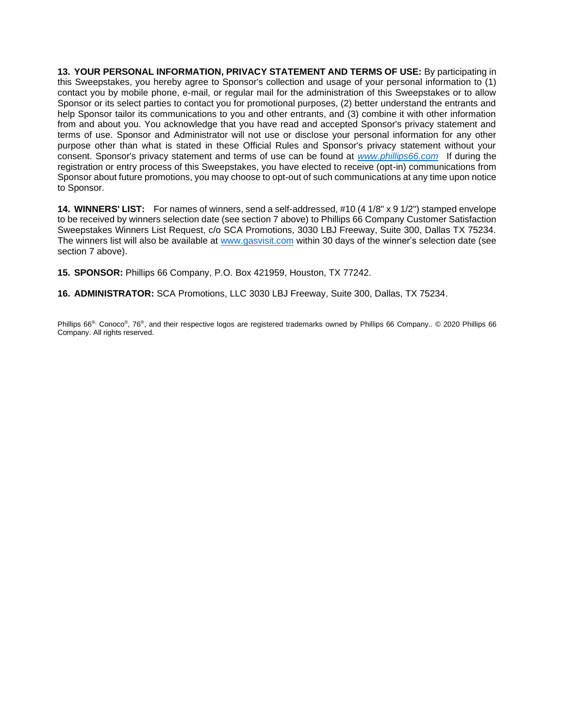**13. YOUR PERSONAL INFORMATION, PRIVACY STATEMENT AND TERMS OF USE:** By participating in this Sweepstakes, you hereby agree to Sponsor's collection and usage of your personal information to (1) contact you by mobile phone, e-mail, or regular mail for the administration of this Sweepstakes or to allow Sponsor or its select parties to contact you for promotional purposes, (2) better understand the entrants and help Sponsor tailor its communications to you and other entrants, and (3) combine it with other information from and about you. You acknowledge that you have read and accepted Sponsor's privacy statement and terms of use. Sponsor and Administrator will not use or disclose your personal information for any other purpose other than what is stated in these Official Rules and Sponsor's privacy statement without your consent. Sponsor's privacy statement and terms of use can be found at *www.phillips66.com* If during the registration or entry process of this Sweepstakes, you have elected to receive (opt-in) communications from Sponsor about future promotions, you may choose to opt-out of such communications at any time upon notice to Sponsor.

**14. WINNERS' LIST:** For names of winners, send a self-addressed, #10 (4 1/8" x 9 1/2") stamped envelope to be received by winners selection date (see section 7 above) to Phillips 66 Company Customer Satisfaction Sweepstakes Winners List Request, c/o SCA Promotions, 3030 LBJ Freeway, Suite 300, Dallas TX 75234. The winners list will also be available at www.gasvisit.com within 30 days of the winner's selection date (see section 7 above).

**15. SPONSOR:** Phillips 66 Company, P.O. Box 421959, Houston, TX 77242.

**16. ADMINISTRATOR:** SCA Promotions, LLC 3030 LBJ Freeway, Suite 300, Dallas, TX 75234.

Phillips 66®, Conoco®, 76®, and their respective logos are registered trademarks owned by Phillips 66 Company.. © 2020 Phillips 66 Company. All rights reserved.